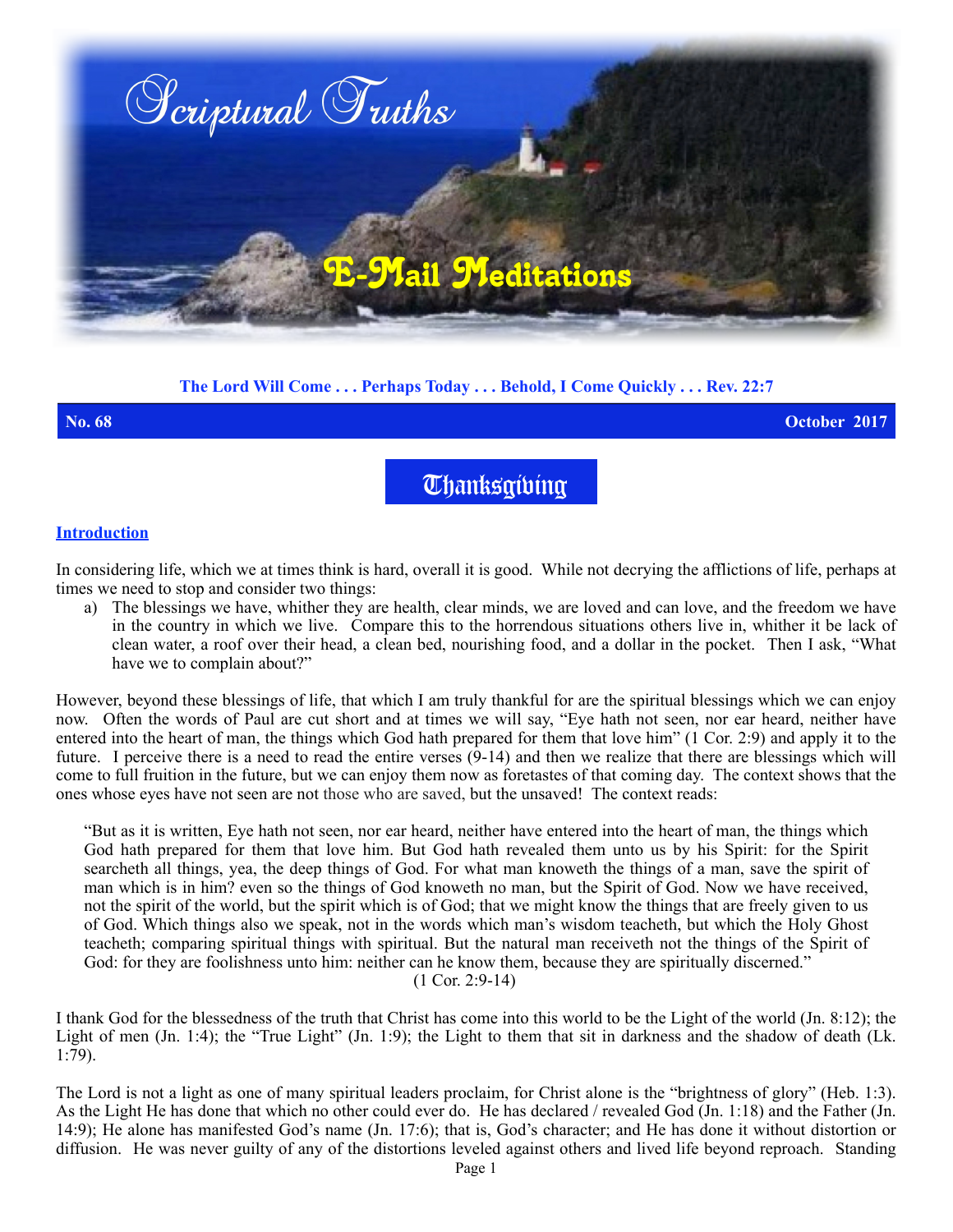# Scriptural Truths

## E-Mail Meditations

**The Lord Will Come . . . Perhaps Today . . . Behold, I Come Quickly . . . Rev. 22:7**

**No. 68** **October 2017**

## Thanksgiving

### Introduction

In considering life, which we at times think is hard, overall it is good. While not decrying the afflictions of life, perhaps at times we need to stop and consider two things:

a) The blessings we have, whither they are health, clear minds, we are loved and can love, and the freedom we have in the country in which we live. Compare this to the horrendous situations others live in, whither it be lack of clean water, a roof over their head, a clean bed, nourishing food, and a dollar in the pocket. Then I ask, "What have we to complain about?"

However, beyond these blessings of life, that which I am truly thankful for are the spiritual blessings which we can enjoy now. Often the words of Paul are cut short and at times we will say, "Eye hath not seen, nor ear heard, neither have entered into the heart of man, the things which God hath prepared for them that love him" (1 Cor. 2:9) and apply it to the future. I perceive there is a need to read the entire verses (9-14) and then we realize that there are blessings which will come to full fruition in the future, but we can enjoy them now as foretastes of that coming day. The context shows that the ones whose eyes have not seen are not those who are saved, but the unsaved! The context reads:

> "But as it is written, Eye hath not seen, nor ear heard, neither have entered into the heart of man, the things which God hath prepared for them that love him. But God hath revealed them unto us by his Spirit: for the Spirit searcheth all things, yea, the deep things of God. For what man knoweth the things of a man, save the spirit of man which is in him? even so the things of God knoweth no man, but the Spirit of God. Now we have received, not the spirit of the world, but the spirit which is of God; that we might know the things that are freely given to us of God. Which things also we speak, not in the words which man's wisdom teacheth, but which the Holy Ghost teacheth; comparing spiritual things with spiritual. But the natural man receiveth not the things of the Spirit of God: for they are foolishness unto him: neither can he know them, because they are spiritually discerned."
> (1 Cor. 2:9-14)

I thank God for the blessedness of the truth that Christ has come into this world to be the Light of the world (Jn. 8:12); the Light of men (Jn. 1:4); the "True Light" (Jn. 1:9); the Light to them that sit in darkness and the shadow of death (Lk. 1:79).

The Lord is not a light as one of many spiritual leaders proclaim, for Christ alone is the "brightness of glory" (Heb. 1:3). As the Light He has done that which no other could ever do. He has declared / revealed God (Jn. 1:18) and the Father (Jn. 14:9); He alone has manifested God's name (Jn. 17:6); that is, God's character; and He has done it without distortion or diffusion. He was never guilty of any of the distortions leveled against others and lived life beyond reproach. Standing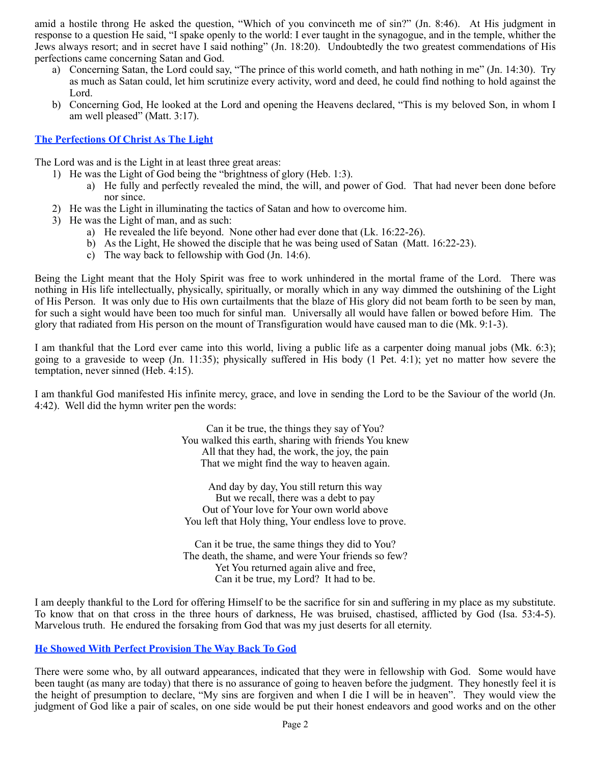amid a hostile throng He asked the question, "Which of you convinceth me of sin?" (Jn. 8:46). At His judgment in response to a question He said, "I spake openly to the world: I ever taught in the synagogue, and in the temple, whither the Jews always resort; and in secret have I said nothing" (Jn. 18:20). Undoubtedly the two greatest commendations of His perfections came concerning Satan and God.

a) Concerning Satan, the Lord could say, "The prince of this world cometh, and hath nothing in me" (Jn. 14:30). Try as much as Satan could, let him scrutinize every activity, word and deed, he could find nothing to hold against the Lord.
b) Concerning God, He looked at the Lord and opening the Heavens declared, "This is my beloved Son, in whom I am well pleased" (Matt. 3:17).

## The Perfections Of Christ As The Light

The Lord was and is the Light in at least three great areas:

1) He was the Light of God being the "brightness of glory (Heb. 1:3).
    a) He fully and perfectly revealed the mind, the will, and power of God. That had never been done before nor since.
2) He was the Light in illuminating the tactics of Satan and how to overcome him.
3) He was the Light of man, and as such:
    a) He revealed the life beyond. None other had ever done that (Lk. 16:22-26).
    b) As the Light, He showed the disciple that he was being used of Satan (Matt. 16:22-23).
    c) The way back to fellowship with God (Jn. 14:6).

Being the Light meant that the Holy Spirit was free to work unhindered in the mortal frame of the Lord. There was nothing in His life intellectually, physically, spiritually, or morally which in any way dimmed the outshining of the Light of His Person. It was only due to His own curtailments that the blaze of His glory did not beam forth to be seen by man, for such a sight would have been too much for sinful man. Universally all would have fallen or bowed before Him. The glory that radiated from His person on the mount of Transfiguration would have caused man to die (Mk. 9:1-3).

I am thankful that the Lord ever came into this world, living a public life as a carpenter doing manual jobs (Mk. 6:3); going to a graveside to weep (Jn. 11:35); physically suffered in His body (1 Pet. 4:1); yet no matter how severe the temptation, never sinned (Heb. 4:15).

I am thankful God manifested His infinite mercy, grace, and love in sending the Lord to be the Saviour of the world (Jn. 4:42). Well did the hymn writer pen the words:

Can it be true, the things they say of You?
You walked this earth, sharing with friends You knew
All that they had, the work, the joy, the pain
That we might find the way to heaven again.

And day by day, You still return this way
But we recall, there was a debt to pay
Out of Your love for Your own world above
You left that Holy thing, Your endless love to prove.

Can it be true, the same things they did to You?
The death, the shame, and were Your friends so few?
Yet You returned again alive and free,
Can it be true, my Lord? It had to be.

I am deeply thankful to the Lord for offering Himself to be the sacrifice for sin and suffering in my place as my substitute. To know that on that cross in the three hours of darkness, He was bruised, chastised, afflicted by God (Isa. 53:4-5). Marvelous truth. He endured the forsaking from God that was my just deserts for all eternity.

## He Showed With Perfect Provision The Way Back To God

There were some who, by all outward appearances, indicated that they were in fellowship with God. Some would have been taught (as many are today) that there is no assurance of going to heaven before the judgment. They honestly feel it is the height of presumption to declare, "My sins are forgiven and when I die I will be in heaven". They would view the judgment of God like a pair of scales, on one side would be put their honest endeavors and good works and on the other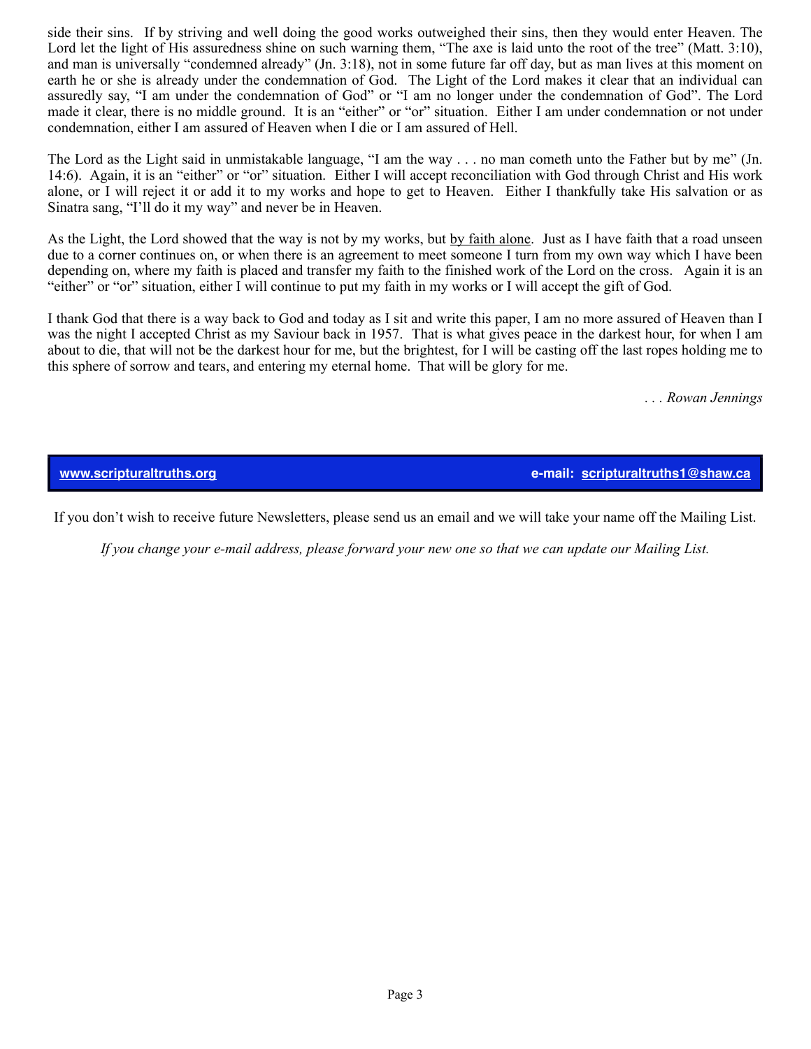side their sins. If by striving and well doing the good works outweighed their sins, then they would enter Heaven. The Lord let the light of His assuredness shine on such warning them, "The axe is laid unto the root of the tree" (Matt. 3:10), and man is universally "condemned already" (Jn. 3:18), not in some future far off day, but as man lives at this moment on earth he or she is already under the condemnation of God. The Light of the Lord makes it clear that an individual can assuredly say, "I am under the condemnation of God" or "I am no longer under the condemnation of God". The Lord made it clear, there is no middle ground. It is an "either" or "or" situation. Either I am under condemnation or not under condemnation, either I am assured of Heaven when I die or I am assured of Hell.

The Lord as the Light said in unmistakable language, "I am the way . . . no man cometh unto the Father but by me" (Jn. 14:6). Again, it is an "either" or "or" situation. Either I will accept reconciliation with God through Christ and His work alone, or I will reject it or add it to my works and hope to get to Heaven. Either I thankfully take His salvation or as Sinatra sang, "I'll do it my way" and never be in Heaven.

As the Light, the Lord showed that the way is not by my works, but <u>by faith alone</u>. Just as I have faith that a road unseen due to a corner continues on, or when there is an agreement to meet someone I turn from my own way which I have been depending on, where my faith is placed and transfer my faith to the finished work of the Lord on the cross. Again it is an "either" or "or" situation, either I will continue to put my faith in my works or I will accept the gift of God.

I thank God that there is a way back to God and today as I sit and write this paper, I am no more assured of Heaven than I was the night I accepted Christ as my Saviour back in 1957. That is what gives peace in the darkest hour, for when I am about to die, that will not be the darkest hour for me, but the brightest, for I will be casting off the last ropes holding me to this sphere of sorrow and tears, and entering my eternal home. That will be glory for me.

*. . . Rowan Jennings*

**www.scripturaltruths.org** **e-mail: scripturaltruths1@shaw.ca**

If you don't wish to receive future Newsletters, please send us an email and we will take your name off the Mailing List.

*If you change your e-mail address, please forward your new one so that we can update our Mailing List.*